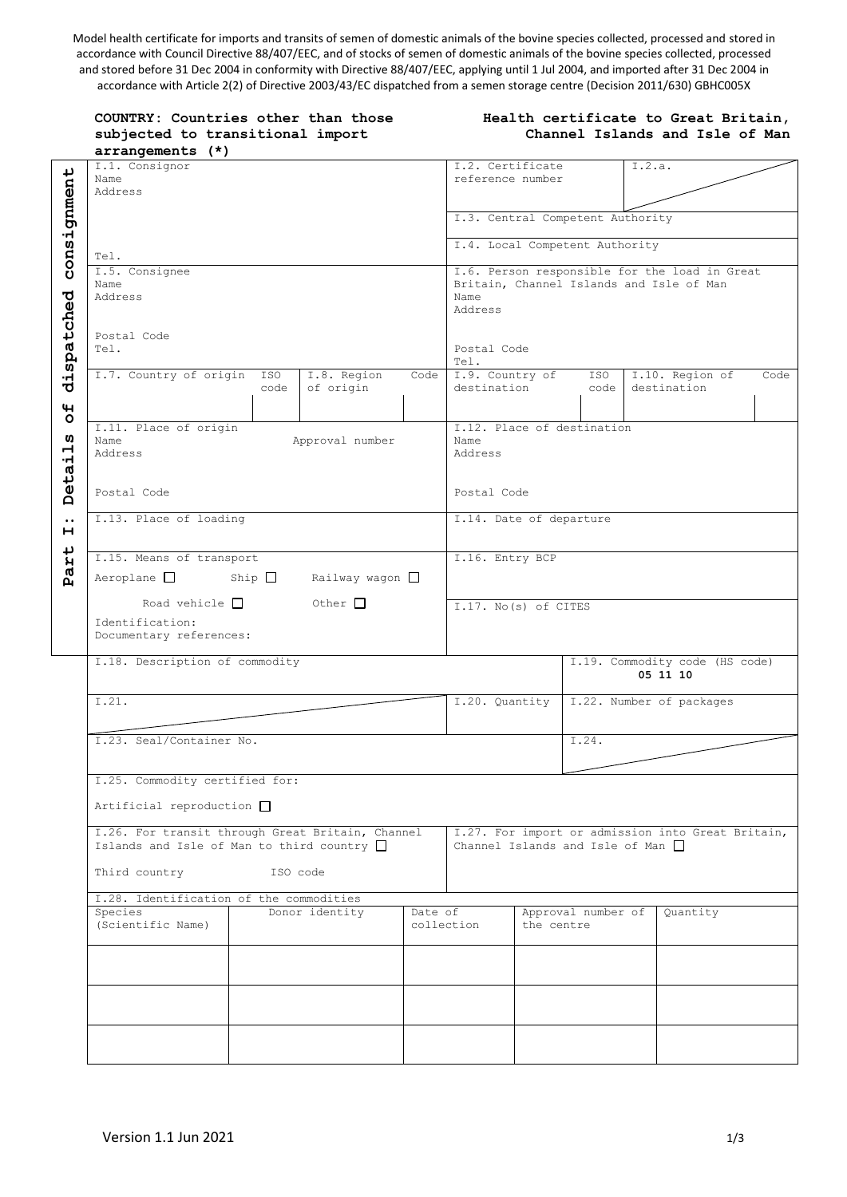Model health certificate for imports and transits of semen of domestic animals of the bovine species collected, processed and stored in accordance with Council Directive 88/407/EEC, and of stocks of semen of domestic animals of the bovine species collected, processed and stored before 31 Dec 2004 in conformity with Directive 88/407/EEC, applying until 1 Jul 2004, and imported after 31 Dec 2004 in accordance with Article 2(2) of Directive 2003/43/EC dispatched from a semen storage centre (Decision 2011/630) GBHC005X

**COUNTRY: Countries other than those subjected to transitional import arrangements (*)**

**Health certificate to Great Britain, Channel Islands and Isle of Man**

**Part I: Details of dispatched consignment**

| | |
|---|---|
| I.1. Consignor<br>Name<br>Address<br><br>Tel. | I.2. Certificate reference number<br>I.2.a. |
| | I.3. Central Competent Authority |
| | I.4. Local Competent Authority |
| I.5. Consignee<br>Name<br>Address<br><br>Postal Code<br>Tel. | I.6. Person responsible for the load in Great Britain, Channel Islands and Isle of Man<br>Name<br>Address<br><br>Postal Code<br>Tel. |
| I.7. Country of origin — ISO code<br>I.8. Region of origin — Code | I.9. Country of destination — ISO code<br>I.10. Region of destination — Code |
| I.11. Place of origin<br>Name — Approval number<br>Address<br><br>Postal Code | I.12. Place of destination<br>Name<br>Address<br><br>Postal Code |
| I.13. Place of loading | I.14. Date of departure |
| I.15. Means of transport<br>Aeroplane ☐ Ship ☐ Railway wagon ☐<br>Road vehicle ☐ Other ☐<br>Identification:<br>Documentary references: | I.16. Entry BCP<br><br>I.17. No(s) of CITES |
| I.18. Description of commodity | I.19. Commodity code (HS code)<br>**05 11 10** |
| I.21. | I.20. Quantity<br>I.22. Number of packages |
| I.23. Seal/Container No. | I.24. |
| I.25. Commodity certified for:<br>Artificial reproduction ☐ | |
| I.26. For transit through Great Britain, Channel Islands and Isle of Man to third country ☐<br>Third country — ISO code | I.27. For import or admission into Great Britain, Channel Islands and Isle of Man ☐ |

I.28. Identification of the commodities

| Species (Scientific Name) | Donor identity | Date of collection | Approval number of the centre | Quantity |
|---|---|---|---|---|
| | | | | |
| | | | | |
| | | | | |

Version 1.1 Jun 2021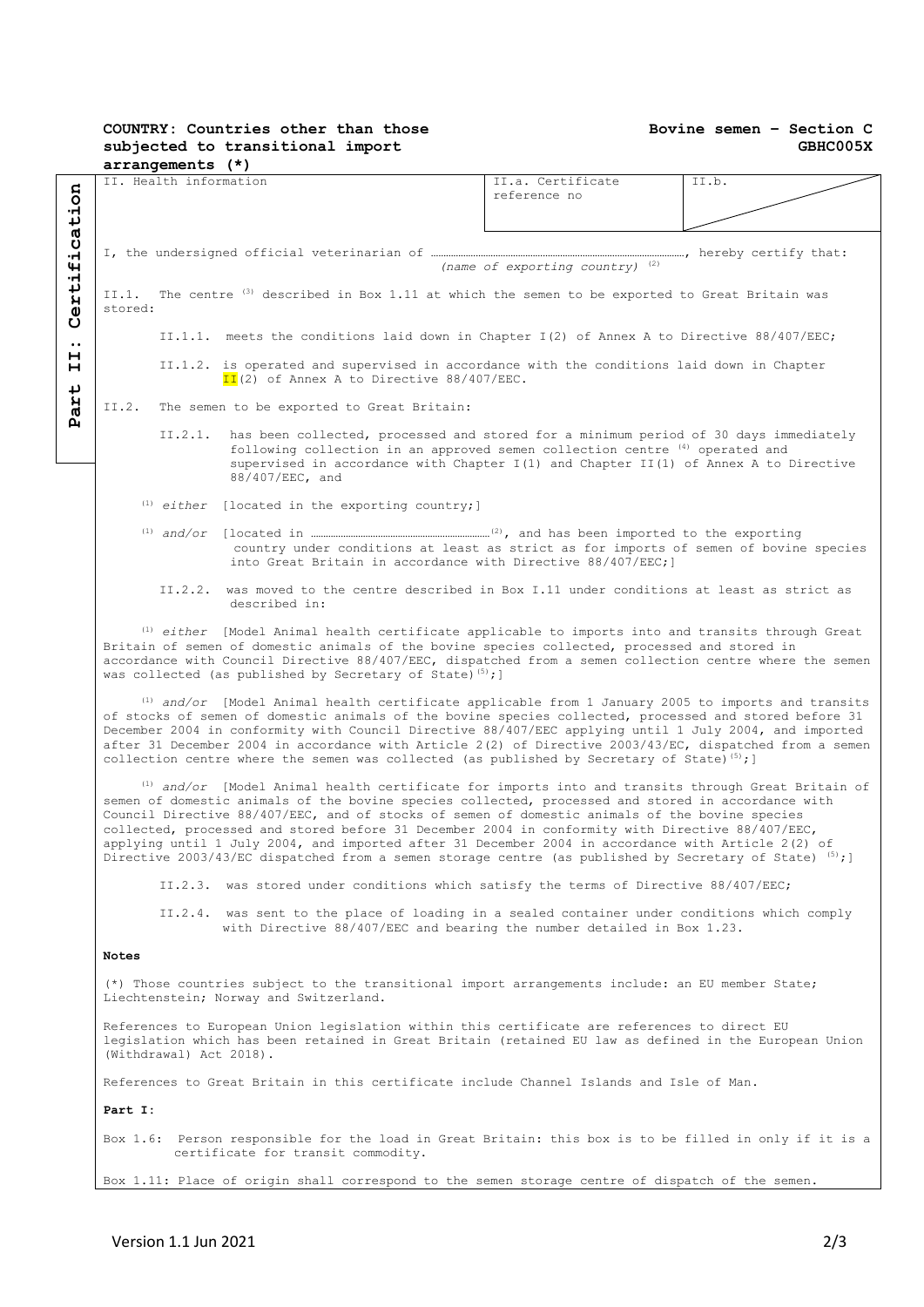**COUNTRY: Countries other than those subjected to transitional import arrangements (*)**

**Bovine semen – Section C**
**GBHC005X**

**Part II: Certification**

| II. Health information | II.a. Certificate reference no | II.b. |
|---|---|---|

I, the undersigned official veterinarian of ……………………………………………………………………, hereby certify that:
*(name of exporting country)* [2]

II.1. The centre [3] described in Box 1.11 at which the semen to be exported to Great Britain was stored:

II.1.1. meets the conditions laid down in Chapter I(2) of Annex A to Directive 88/407/EEC;

II.1.2. is operated and supervised in accordance with the conditions laid down in Chapter II(2) of Annex A to Directive 88/407/EEC.

II.2. The semen to be exported to Great Britain:

II.2.1. has been collected, processed and stored for a minimum period of 30 days immediately following collection in an approved semen collection centre [4] operated and supervised in accordance with Chapter I(1) and Chapter II(1) of Annex A to Directive 88/407/EEC, and

[1] *either* [located in the exporting country;]

[1] *and/or* [located in ……………………………………………[2], and has been imported to the exporting country under conditions at least as strict as for imports of semen of bovine species into Great Britain in accordance with Directive 88/407/EEC;]

II.2.2. was moved to the centre described in Box I.11 under conditions at least as strict as described in:

[1] *either* [Model Animal health certificate applicable to imports into and transits through Great Britain of semen of domestic animals of the bovine species collected, processed and stored in accordance with Council Directive 88/407/EEC, dispatched from a semen collection centre where the semen was collected (as published by Secretary of State)[5];]

[1] *and/or* [Model Animal health certificate applicable from 1 January 2005 to imports and transits of stocks of semen of domestic animals of the bovine species collected, processed and stored before 31 December 2004 in conformity with Council Directive 88/407/EEC applying until 1 July 2004, and imported after 31 December 2004 in accordance with Article 2(2) of Directive 2003/43/EC, dispatched from a semen collection centre where the semen was collected (as published by Secretary of State)[5];]

[1] *and/or* [Model Animal health certificate for imports into and transits through Great Britain of semen of domestic animals of the bovine species collected, processed and stored in accordance with Council Directive 88/407/EEC, and of stocks of semen of domestic animals of the bovine species collected, processed and stored before 31 December 2004 in conformity with Directive 88/407/EEC, applying until 1 July 2004, and imported after 31 December 2004 in accordance with Article 2(2) of Directive 2003/43/EC dispatched from a semen storage centre (as published by Secretary of State) [5];]

II.2.3. was stored under conditions which satisfy the terms of Directive 88/407/EEC;

II.2.4. was sent to the place of loading in a sealed container under conditions which comply with Directive 88/407/EEC and bearing the number detailed in Box 1.23.

**Notes**

(*) Those countries subject to the transitional import arrangements include: an EU member State; Liechtenstein; Norway and Switzerland.

References to European Union legislation within this certificate are references to direct EU legislation which has been retained in Great Britain (retained EU law as defined in the European Union (Withdrawal) Act 2018).

References to Great Britain in this certificate include Channel Islands and Isle of Man.

**Part I:**

Box 1.6: Person responsible for the load in Great Britain: this box is to be filled in only if it is a certificate for transit commodity.

Box 1.11: Place of origin shall correspond to the semen storage centre of dispatch of the semen.

Version 1.1 Jun 2021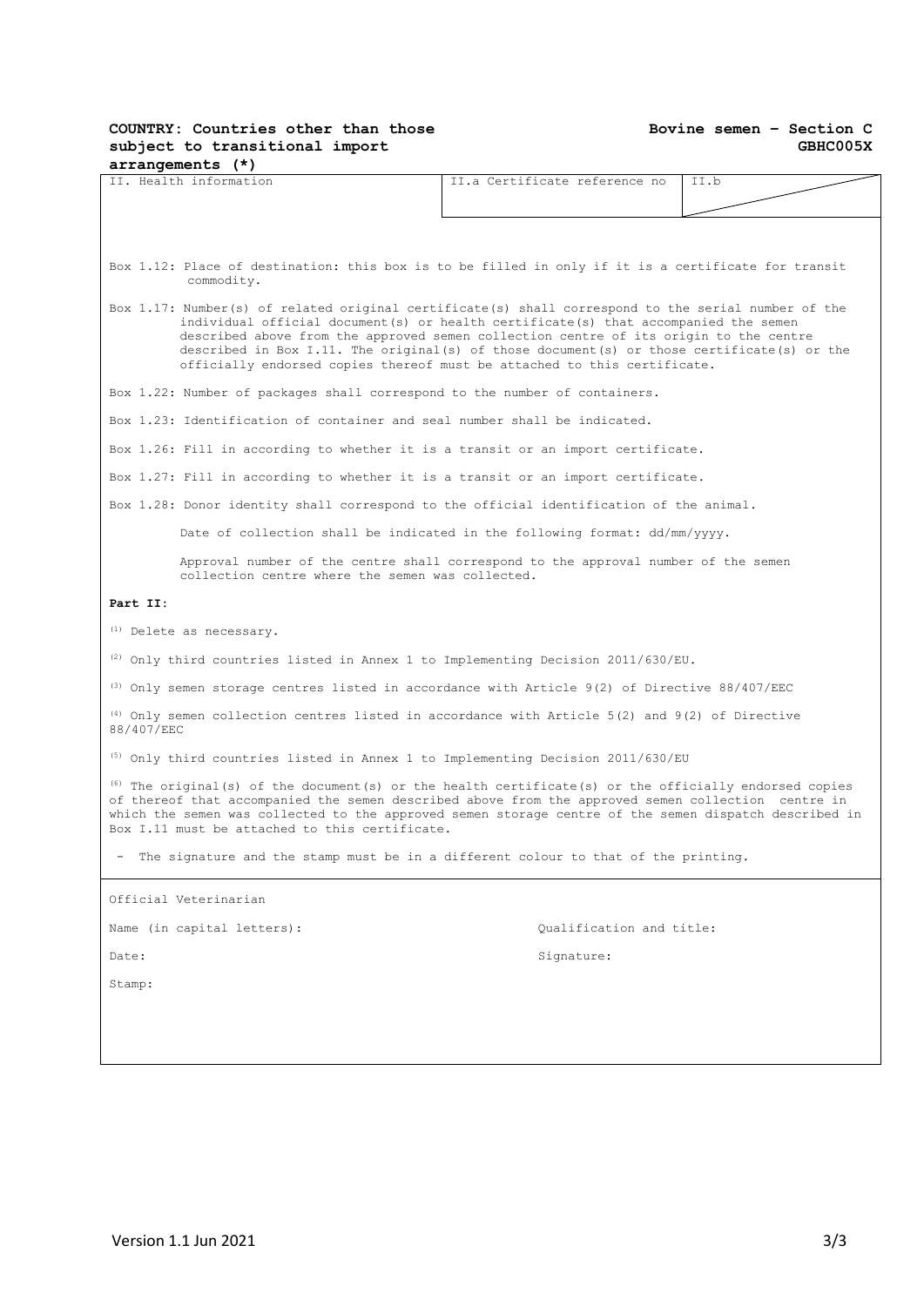**COUNTRY: Countries other than those subject to transitional import arrangements (*)**

**Bovine semen – Section C**
**GBHC005X**

| II. Health information | II.a Certificate reference no | II.b |
|---|---|---|

Box 1.12: Place of destination: this box is to be filled in only if it is a certificate for transit commodity.

Box 1.17: Number(s) of related original certificate(s) shall correspond to the serial number of the individual official document(s) or health certificate(s) that accompanied the semen described above from the approved semen collection centre of its origin to the centre described in Box I.11. The original(s) of those document(s) or those certificate(s) or the officially endorsed copies thereof must be attached to this certificate.

Box 1.22: Number of packages shall correspond to the number of containers.

Box 1.23: Identification of container and seal number shall be indicated.

Box 1.26: Fill in according to whether it is a transit or an import certificate.

Box 1.27: Fill in according to whether it is a transit or an import certificate.

Box 1.28: Donor identity shall correspond to the official identification of the animal.

Date of collection shall be indicated in the following format: dd/mm/yyyy.

Approval number of the centre shall correspond to the approval number of the semen collection centre where the semen was collected.

**Part II:**

(1) Delete as necessary.

(2) Only third countries listed in Annex 1 to Implementing Decision 2011/630/EU.

(3) Only semen storage centres listed in accordance with Article 9(2) of Directive 88/407/EEC

(4) Only semen collection centres listed in accordance with Article 5(2) and 9(2) of Directive 88/407/EEC

(5) Only third countries listed in Annex 1 to Implementing Decision 2011/630/EU

(6) The original(s) of the document(s) or the health certificate(s) or the officially endorsed copies of thereof that accompanied the semen described above from the approved semen collection centre in which the semen was collected to the approved semen storage centre of the semen dispatch described in Box I.11 must be attached to this certificate.

- The signature and the stamp must be in a different colour to that of the printing.

Official Veterinarian

Name (in capital letters): Qualification and title:

Date: Signature:

Stamp:

Version 1.1 Jun 2021